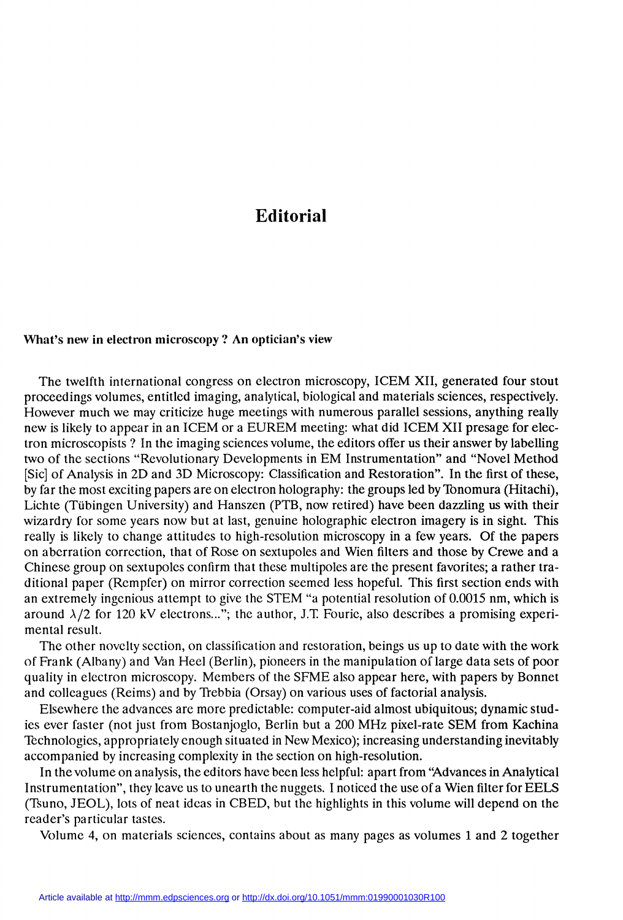# Editorial

## What's new in electron microscopy ? An optician's view

The twelfth international congress on electron microscopy, ICEM XII, generated four stout proceedings volumes, entitled imaging, analytical, biological and materials sciences, respectively. However much we may criticize huge meetings with numerous parallel sessions, anything really new is likely to appear in an ICEM or a EUREM meeting: what did ICEM XII presage for electron microscopists ? In the imaging sciences volume, the editors offer us their answer by labelling two of the sections "Revolutionary Developments in EM Instrumentation" and "Novel Method [Sic] of Analysis in 2D and 3D Microscopy: Classification and Restoration". In the first of these, by far the most exciting papers are on electron holography: the groups led by Tonomura (Hitachi), Lichte (Tübingen University) and Hanszen (PTB, now retired) have been dazzling us with their wizardry for some years now but at last, genuine holographic electron imagery is in sight. This really is likely to change attitudes to high-resolution microscopy in a few years. Of the papers on aberration correction, that of Rose on sextupoles and Wien filters and those by Crewe and a Chinese group on sextupoles confirm that these multipoles are the present favorites; a rather traditional paper (Rempfer) on mirror correction seemed less hopeful. This first section ends with an extremely ingenious attempt to give the STEM "a potential resolution of 0.0015 nm, which is around $\lambda/2$ for 120 kV electrons..."; the author, J.T. Fourie, also describes a promising experimental result.

The other novelty section, on classification and restoration, beings us up to date with the work of Frank (Albany) and Van Heel (Berlin), pioneers in the manipulation of large data sets of poor quality in electron microscopy. Members of the SFME also appear here, with papers by Bonnet and colleagues (Reims) and by Trebbia (Orsay) on various uses of factorial analysis.

Elsewhere the advances are more predictable: computer-aid almost ubiquitous; dynamic studies ever faster (not just from Bostanjoglo, Berlin but a 200 MHz pixel-rate SEM from Kachina Technologies, appropriately enough situated in New Mexico); increasing understanding inevitably accompanied by increasing complexity in the section on high-resolution.

In the volume on analysis, the editors have been less helpful: apart from "Advances in Analytical Instrumentation", they leave us to unearth the nuggets. I noticed the use of a Wien filter for EELS (Tsuno, JEOL), lots of neat ideas in CBED, but the highlights in this volume will depend on the reader's particular tastes.

Volume 4, on materials sciences, contains about as many pages as volumes 1 and 2 together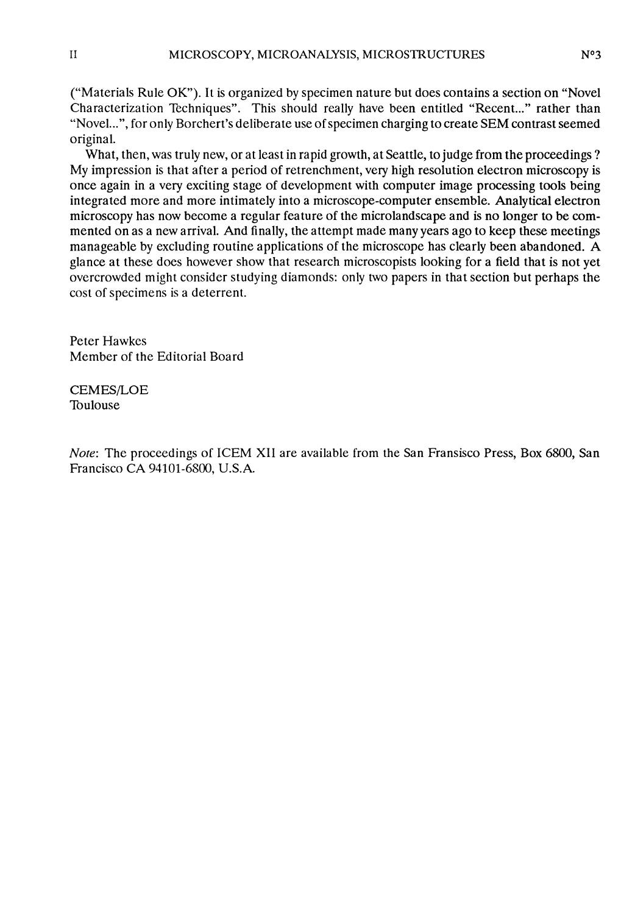("Materials Rule OK"). It is organized by specimen nature but does contains a section on "Novel Characterization Techniques". This should really have been entitled "Recent..." rather than "Novel...", for only Borchert's deliberate use of specimen charging to create SEM contrast seemed original.

What, then, was truly new, or at least in rapid growth, at Seattle, to judge from the proceedings ? My impression is that after a period of retrenchment, very high resolution electron microscopy is once again in a very exciting stage of development with computer image processing tools being integrated more and more intimately into a microscope-computer ensemble. Analytical electron microscopy has now become a regular feature of the microlandscape and is no longer to be commented on as a new arrival. And finally, the attempt made many years ago to keep these meetings manageable by excluding routine applications of the microscope has clearly been abandoned. A glance at these does however show that research microscopists looking for a field that is not yet overcrowded might consider studying diamonds: only two papers in that section but perhaps the cost of specimens is a deterrent.

Peter Hawkes
Member of the Editorial Board

CEMES/LOE
Toulouse

*Note*: The proceedings of ICEM XII are available from the San Fransisco Press, Box 6800, San Francisco CA 94101-6800, U.S.A.